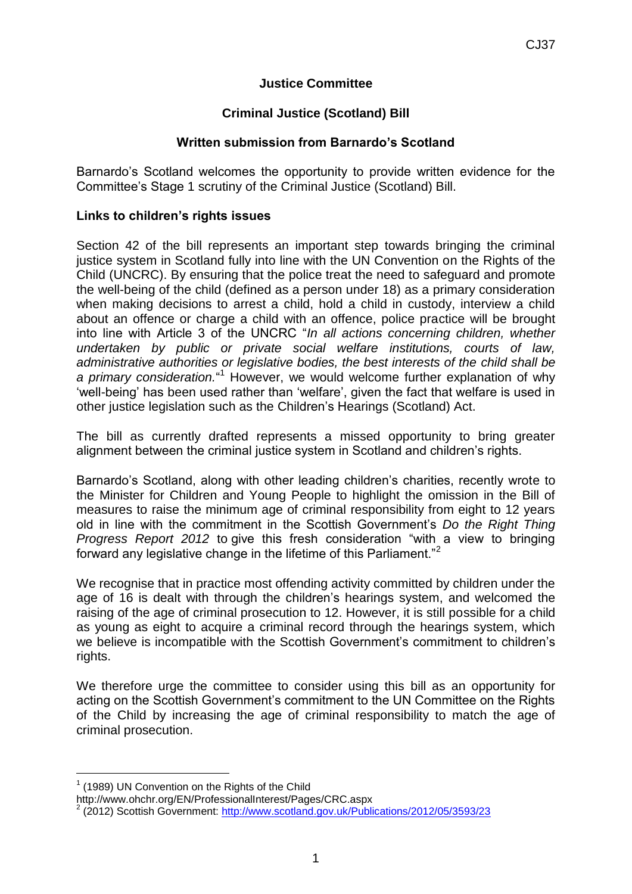CJ37

**Justice Committee**

**Criminal Justice (Scotland) Bill**

**Written submission from Barnardo's Scotland**

Barnardo's Scotland welcomes the opportunity to provide written evidence for the Committee's Stage 1 scrutiny of the Criminal Justice (Scotland) Bill.

**Links to children's rights issues**

Section 42 of the bill represents an important step towards bringing the criminal justice system in Scotland fully into line with the UN Convention on the Rights of the Child (UNCRC). By ensuring that the police treat the need to safeguard and promote the well-being of the child (defined as a person under 18) as a primary consideration when making decisions to arrest a child, hold a child in custody, interview a child about an offence or charge a child with an offence, police practice will be brought into line with Article 3 of the UNCRC "*In all actions concerning children, whether undertaken by public or private social welfare institutions, courts of law, administrative authorities or legislative bodies, the best interests of the child shall be a primary consideration.*"[1] However, we would welcome further explanation of why 'well-being' has been used rather than 'welfare', given the fact that welfare is used in other justice legislation such as the Children's Hearings (Scotland) Act.

The bill as currently drafted represents a missed opportunity to bring greater alignment between the criminal justice system in Scotland and children's rights.

Barnardo's Scotland, along with other leading children's charities, recently wrote to the Minister for Children and Young People to highlight the omission in the Bill of measures to raise the minimum age of criminal responsibility from eight to 12 years old in line with the commitment in the Scottish Government's *Do the Right Thing Progress Report 2012* to give this fresh consideration "with a view to bringing forward any legislative change in the lifetime of this Parliament."[2]

We recognise that in practice most offending activity committed by children under the age of 16 is dealt with through the children's hearings system, and welcomed the raising of the age of criminal prosecution to 12. However, it is still possible for a child as young as eight to acquire a criminal record through the hearings system, which we believe is incompatible with the Scottish Government's commitment to children's rights.

We therefore urge the committee to consider using this bill as an opportunity for acting on the Scottish Government's commitment to the UN Committee on the Rights of the Child by increasing the age of criminal responsibility to match the age of criminal prosecution.

---

[1] (1989) UN Convention on the Rights of the Child
http://www.ohchr.org/EN/ProfessionalInterest/Pages/CRC.aspx

[2] (2012) Scottish Government: http://www.scotland.gov.uk/Publications/2012/05/3593/23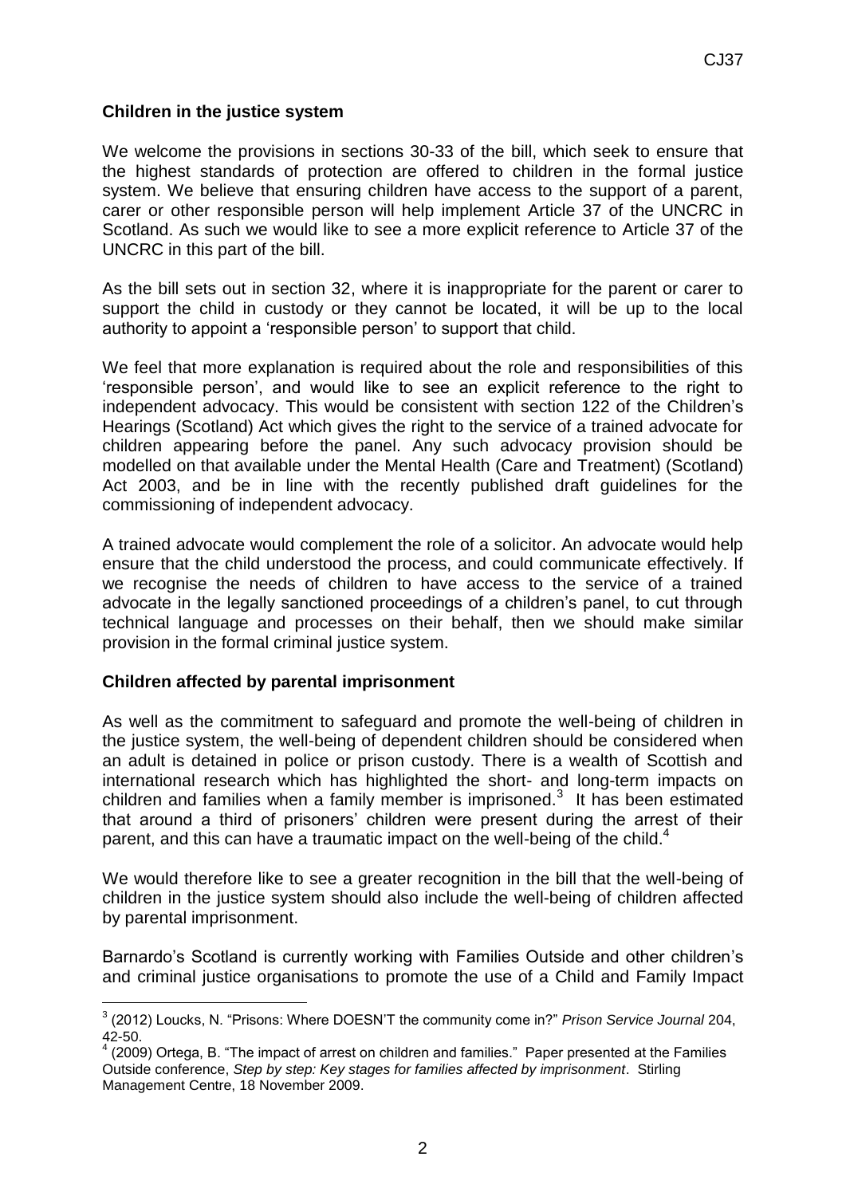**Children in the justice system**

We welcome the provisions in sections 30-33 of the bill, which seek to ensure that the highest standards of protection are offered to children in the formal justice system. We believe that ensuring children have access to the support of a parent, carer or other responsible person will help implement Article 37 of the UNCRC in Scotland. As such we would like to see a more explicit reference to Article 37 of the UNCRC in this part of the bill.

As the bill sets out in section 32, where it is inappropriate for the parent or carer to support the child in custody or they cannot be located, it will be up to the local authority to appoint a 'responsible person' to support that child.

We feel that more explanation is required about the role and responsibilities of this 'responsible person', and would like to see an explicit reference to the right to independent advocacy. This would be consistent with section 122 of the Children's Hearings (Scotland) Act which gives the right to the service of a trained advocate for children appearing before the panel. Any such advocacy provision should be modelled on that available under the Mental Health (Care and Treatment) (Scotland) Act 2003, and be in line with the recently published draft guidelines for the commissioning of independent advocacy.

A trained advocate would complement the role of a solicitor. An advocate would help ensure that the child understood the process, and could communicate effectively. If we recognise the needs of children to have access to the service of a trained advocate in the legally sanctioned proceedings of a children's panel, to cut through technical language and processes on their behalf, then we should make similar provision in the formal criminal justice system.

**Children affected by parental imprisonment**

As well as the commitment to safeguard and promote the well-being of children in the justice system, the well-being of dependent children should be considered when an adult is detained in police or prison custody. There is a wealth of Scottish and international research which has highlighted the short- and long-term impacts on children and families when a family member is imprisoned.[3] It has been estimated that around a third of prisoners' children were present during the arrest of their parent, and this can have a traumatic impact on the well-being of the child.[4]

We would therefore like to see a greater recognition in the bill that the well-being of children in the justice system should also include the well-being of children affected by parental imprisonment.

Barnardo's Scotland is currently working with Families Outside and other children's and criminal justice organisations to promote the use of a Child and Family Impact

[3] (2012) Loucks, N. "Prisons: Where DOESN'T the community come in?" *Prison Service Journal* 204, 42-50.

[4] (2009) Ortega, B. "The impact of arrest on children and families." Paper presented at the Families Outside conference, *Step by step: Key stages for families affected by imprisonment*. Stirling Management Centre, 18 November 2009.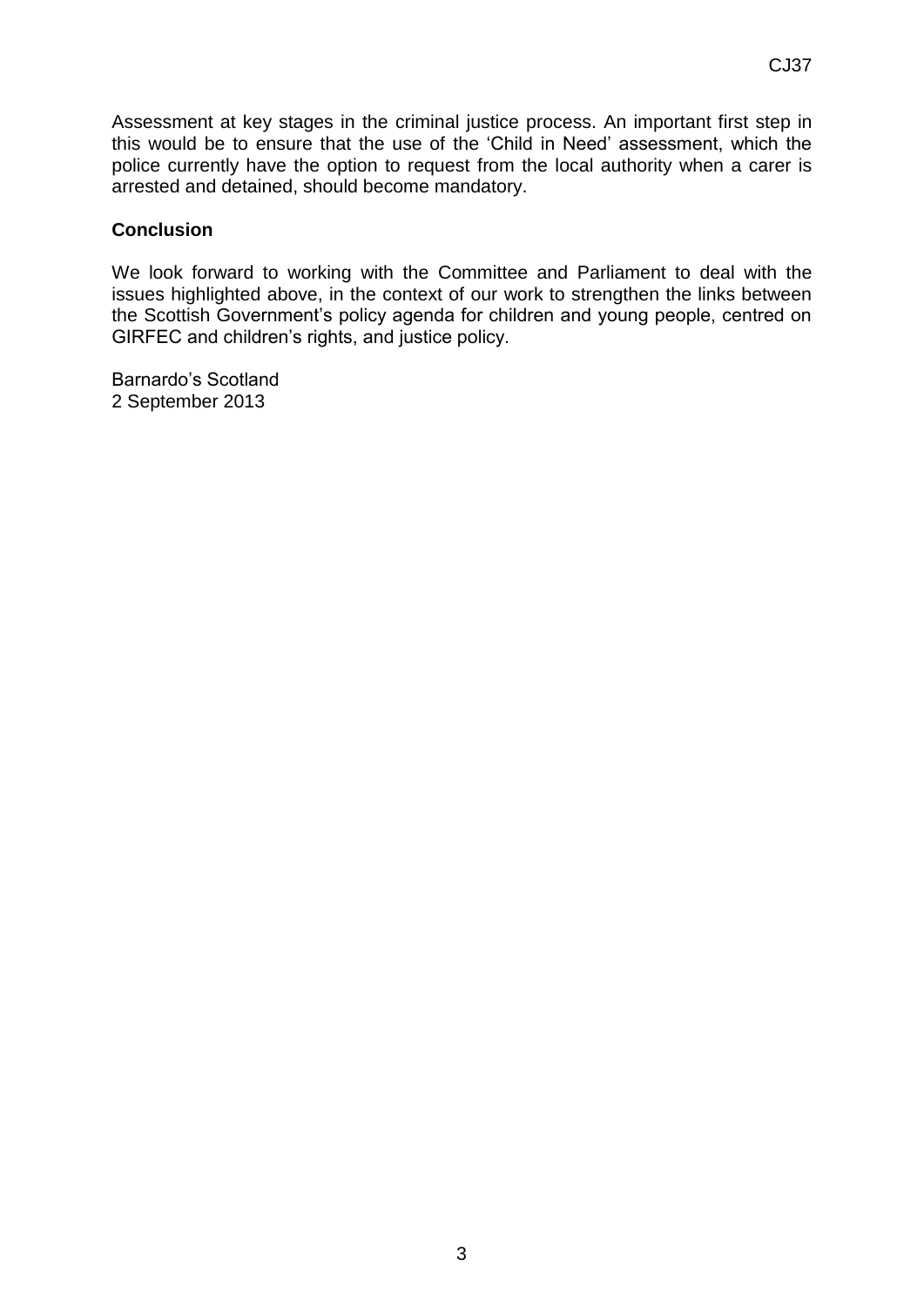Assessment at key stages in the criminal justice process. An important first step in this would be to ensure that the use of the 'Child in Need' assessment, which the police currently have the option to request from the local authority when a carer is arrested and detained, should become mandatory.

**Conclusion**

We look forward to working with the Committee and Parliament to deal with the issues highlighted above, in the context of our work to strengthen the links between the Scottish Government's policy agenda for children and young people, centred on GIRFEC and children's rights, and justice policy.

Barnardo's Scotland
2 September 2013